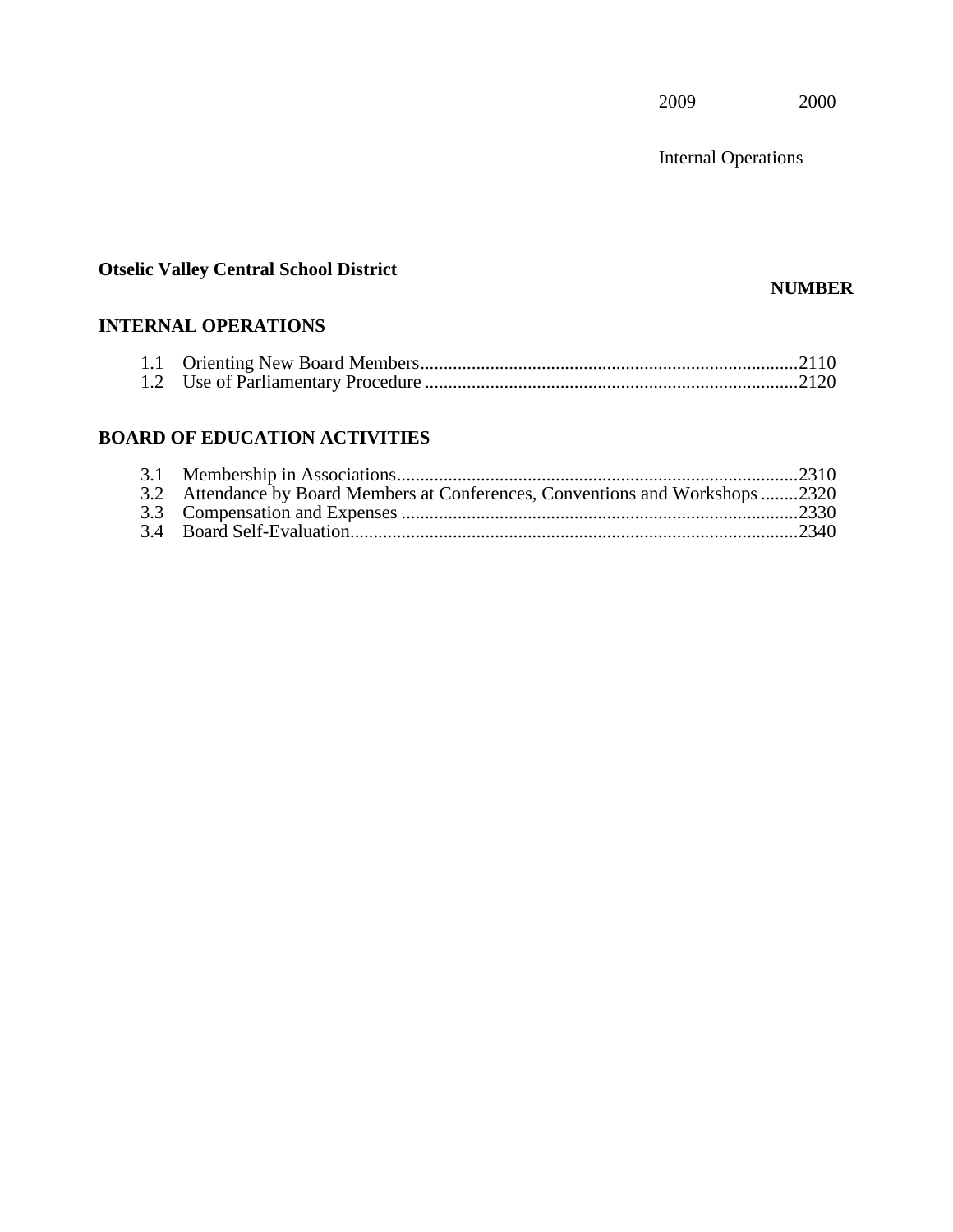2009 2000

Internal Operations

**Otselic Valley Central School District**

**NUMBER**

## INTERNAL OPERATIONS

| | | |
|---|---|---|
| 1.1 | Orienting New Board Members | 2110 |
| 1.2 | Use of Parliamentary Procedure | 2120 |

## BOARD OF EDUCATION ACTIVITIES

| | | |
|---|---|---|
| 3.1 | Membership in Associations | 2310 |
| 3.2 | Attendance by Board Members at Conferences, Conventions and Workshops | 2320 |
| 3.3 | Compensation and Expenses | 2330 |
| 3.4 | Board Self-Evaluation | 2340 |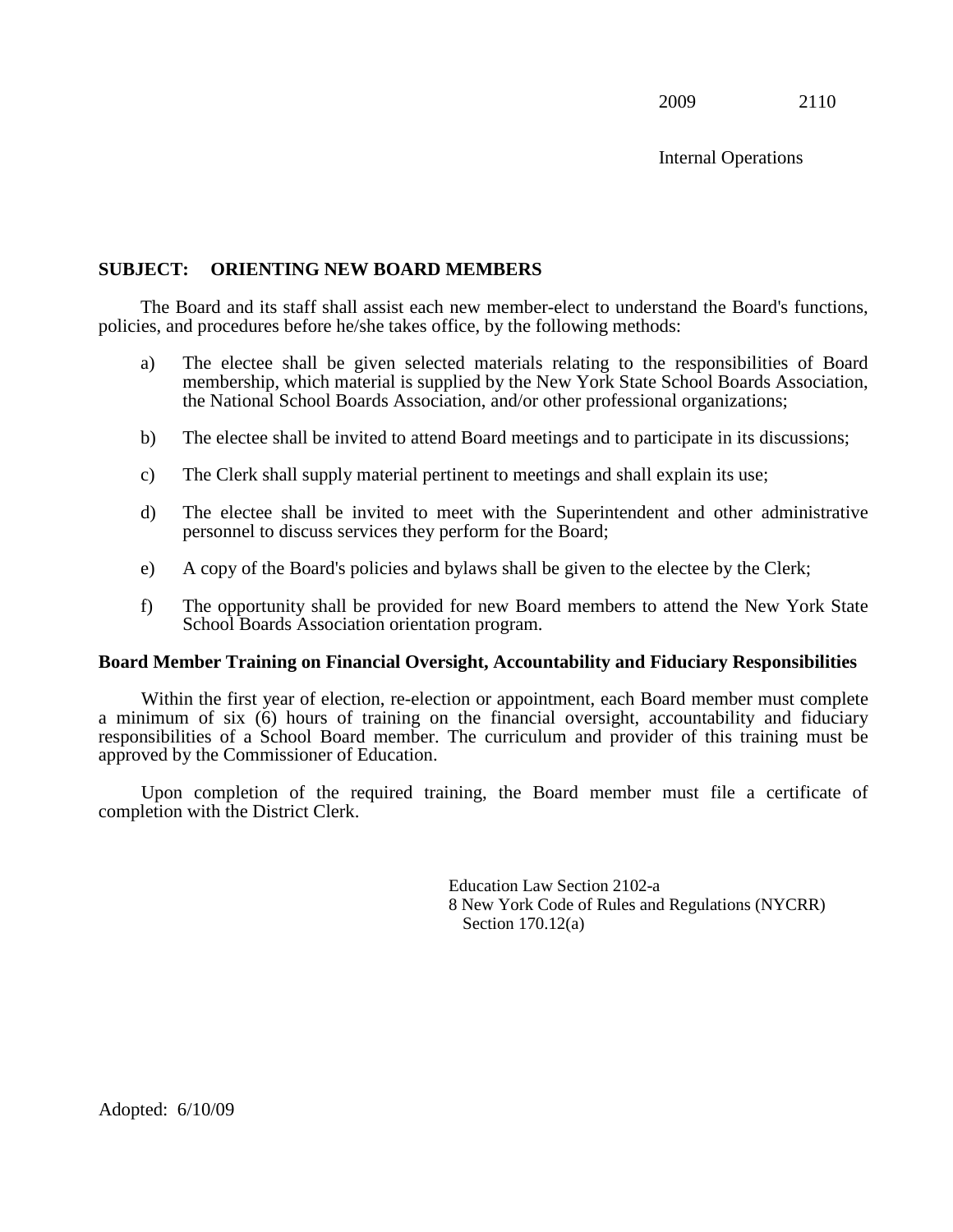**SUBJECT: ORIENTING NEW BOARD MEMBERS**

The Board and its staff shall assist each new member-elect to understand the Board's functions, policies, and procedures before he/she takes office, by the following methods:

a) The electee shall be given selected materials relating to the responsibilities of Board membership, which material is supplied by the New York State School Boards Association, the National School Boards Association, and/or other professional organizations;

b) The electee shall be invited to attend Board meetings and to participate in its discussions;

c) The Clerk shall supply material pertinent to meetings and shall explain its use;

d) The electee shall be invited to meet with the Superintendent and other administrative personnel to discuss services they perform for the Board;

e) A copy of the Board's policies and bylaws shall be given to the electee by the Clerk;

f) The opportunity shall be provided for new Board members to attend the New York State School Boards Association orientation program.

**Board Member Training on Financial Oversight, Accountability and Fiduciary Responsibilities**

Within the first year of election, re-election or appointment, each Board member must complete a minimum of six (6) hours of training on the financial oversight, accountability and fiduciary responsibilities of a School Board member. The curriculum and provider of this training must be approved by the Commissioner of Education.

Upon completion of the required training, the Board member must file a certificate of completion with the District Clerk.

Education Law Section 2102-a
8 New York Code of Rules and Regulations (NYCRR) Section 170.12(a)

Adopted: 6/10/09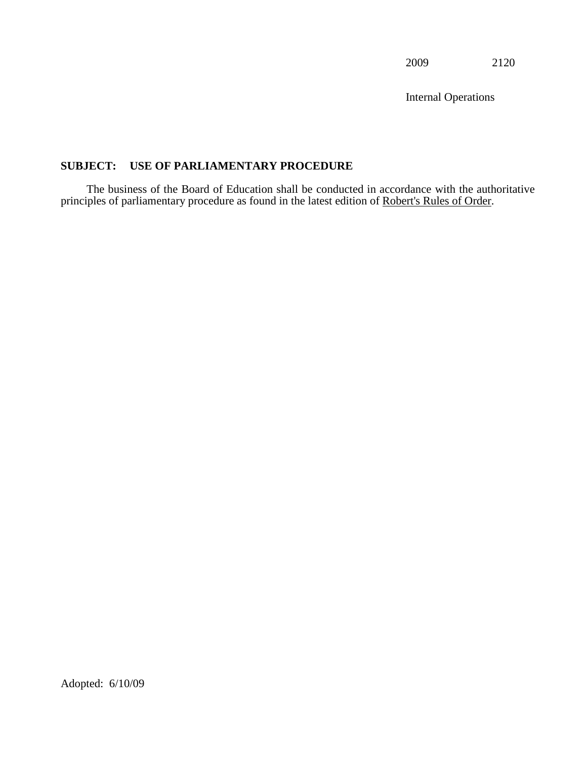2009 2120

Internal Operations

**SUBJECT: USE OF PARLIAMENTARY PROCEDURE**

The business of the Board of Education shall be conducted in accordance with the authoritative principles of parliamentary procedure as found in the latest edition of Robert's Rules of Order.

Adopted: 6/10/09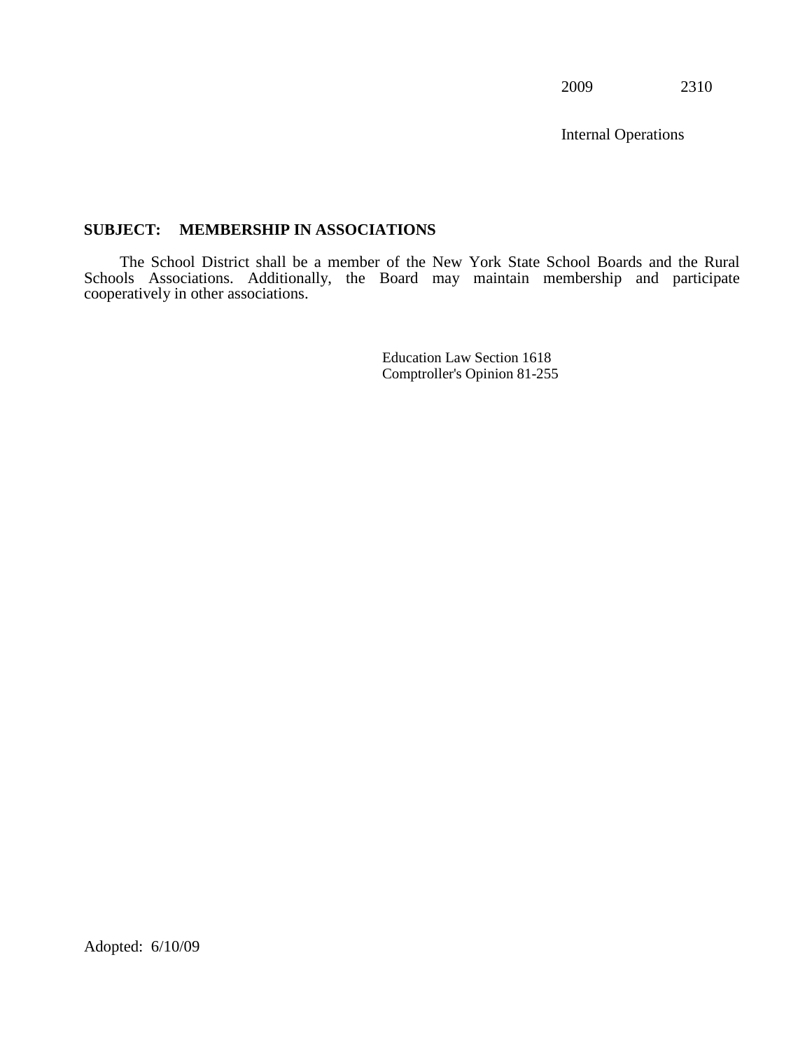2009 2310

Internal Operations

**SUBJECT: MEMBERSHIP IN ASSOCIATIONS**

The School District shall be a member of the New York State School Boards and the Rural Schools Associations. Additionally, the Board may maintain membership and participate cooperatively in other associations.

Education Law Section 1618
Comptroller's Opinion 81-255

Adopted: 6/10/09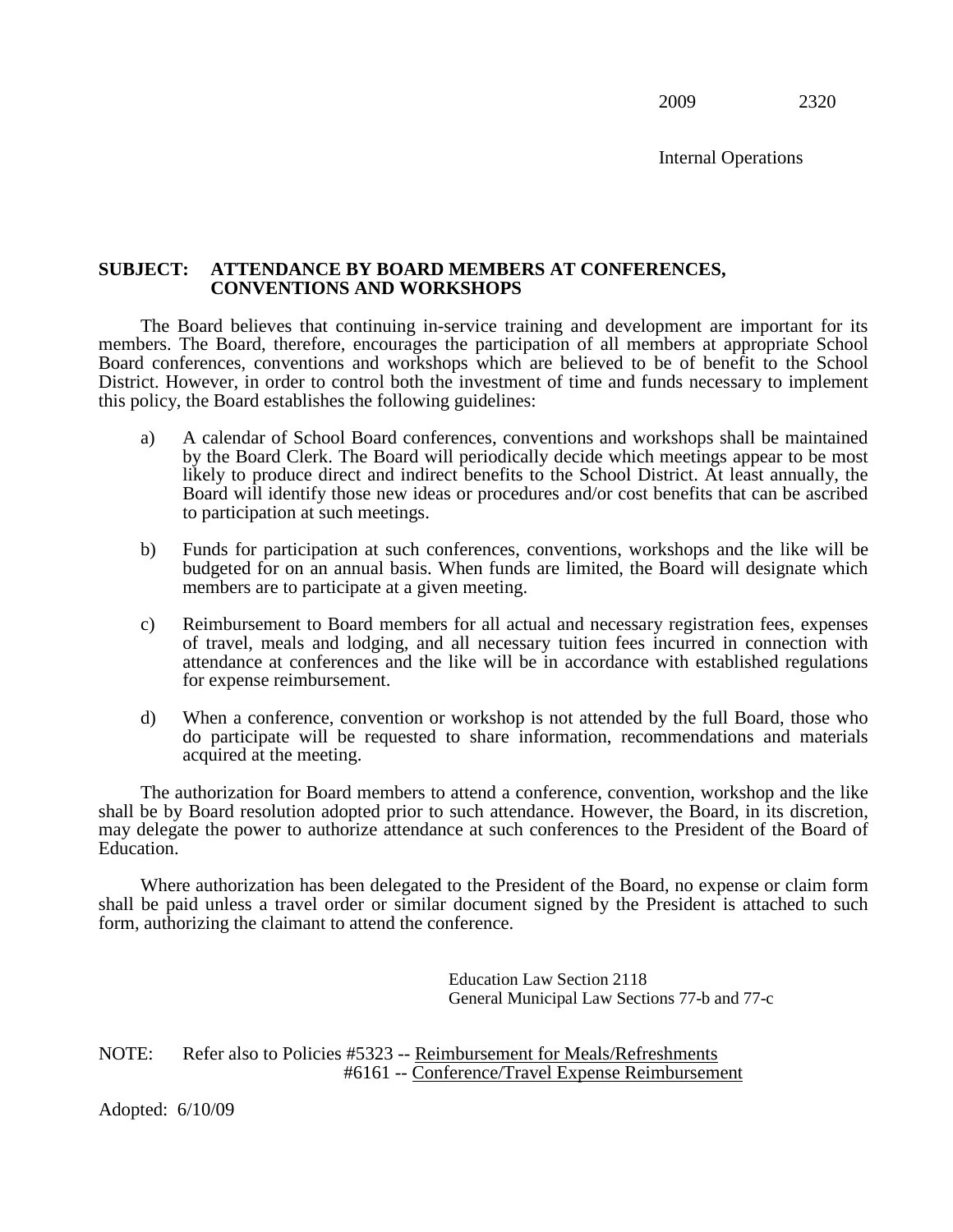2009 2320

Internal Operations

**SUBJECT: ATTENDANCE BY BOARD MEMBERS AT CONFERENCES, CONVENTIONS AND WORKSHOPS**

The Board believes that continuing in-service training and development are important for its members. The Board, therefore, encourages the participation of all members at appropriate School Board conferences, conventions and workshops which are believed to be of benefit to the School District. However, in order to control both the investment of time and funds necessary to implement this policy, the Board establishes the following guidelines:

a) A calendar of School Board conferences, conventions and workshops shall be maintained by the Board Clerk. The Board will periodically decide which meetings appear to be most likely to produce direct and indirect benefits to the School District. At least annually, the Board will identify those new ideas or procedures and/or cost benefits that can be ascribed to participation at such meetings.

b) Funds for participation at such conferences, conventions, workshops and the like will be budgeted for on an annual basis. When funds are limited, the Board will designate which members are to participate at a given meeting.

c) Reimbursement to Board members for all actual and necessary registration fees, expenses of travel, meals and lodging, and all necessary tuition fees incurred in connection with attendance at conferences and the like will be in accordance with established regulations for expense reimbursement.

d) When a conference, convention or workshop is not attended by the full Board, those who do participate will be requested to share information, recommendations and materials acquired at the meeting.

The authorization for Board members to attend a conference, convention, workshop and the like shall be by Board resolution adopted prior to such attendance. However, the Board, in its discretion, may delegate the power to authorize attendance at such conferences to the President of the Board of Education.

Where authorization has been delegated to the President of the Board, no expense or claim form shall be paid unless a travel order or similar document signed by the President is attached to such form, authorizing the claimant to attend the conference.

Education Law Section 2118
General Municipal Law Sections 77-b and 77-c

NOTE: Refer also to Policies #5323 -- Reimbursement for Meals/Refreshments
#6161 -- Conference/Travel Expense Reimbursement

Adopted: 6/10/09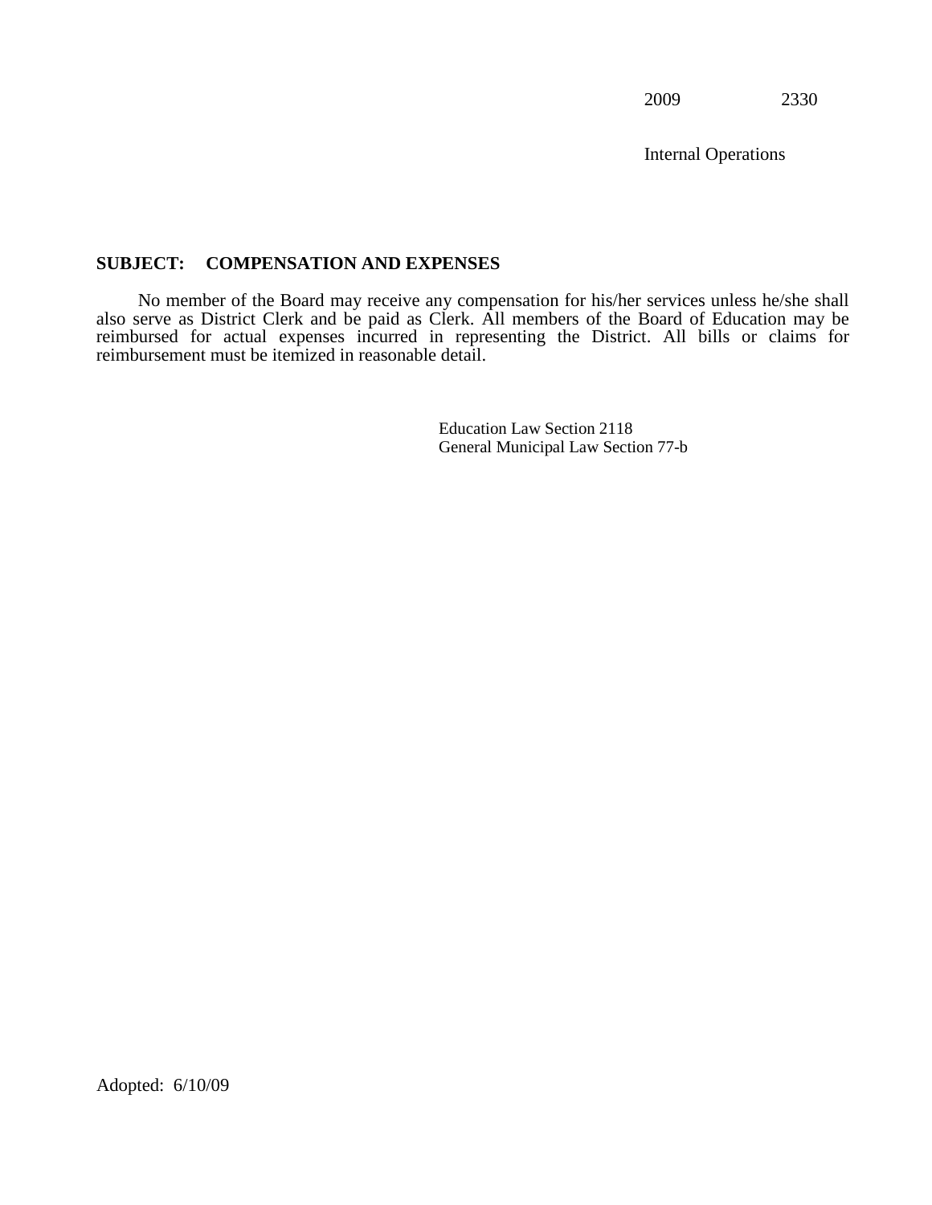2009 2330

Internal Operations

**SUBJECT: COMPENSATION AND EXPENSES**

No member of the Board may receive any compensation for his/her services unless he/she shall also serve as District Clerk and be paid as Clerk. All members of the Board of Education may be reimbursed for actual expenses incurred in representing the District. All bills or claims for reimbursement must be itemized in reasonable detail.

Education Law Section 2118
General Municipal Law Section 77-b

Adopted: 6/10/09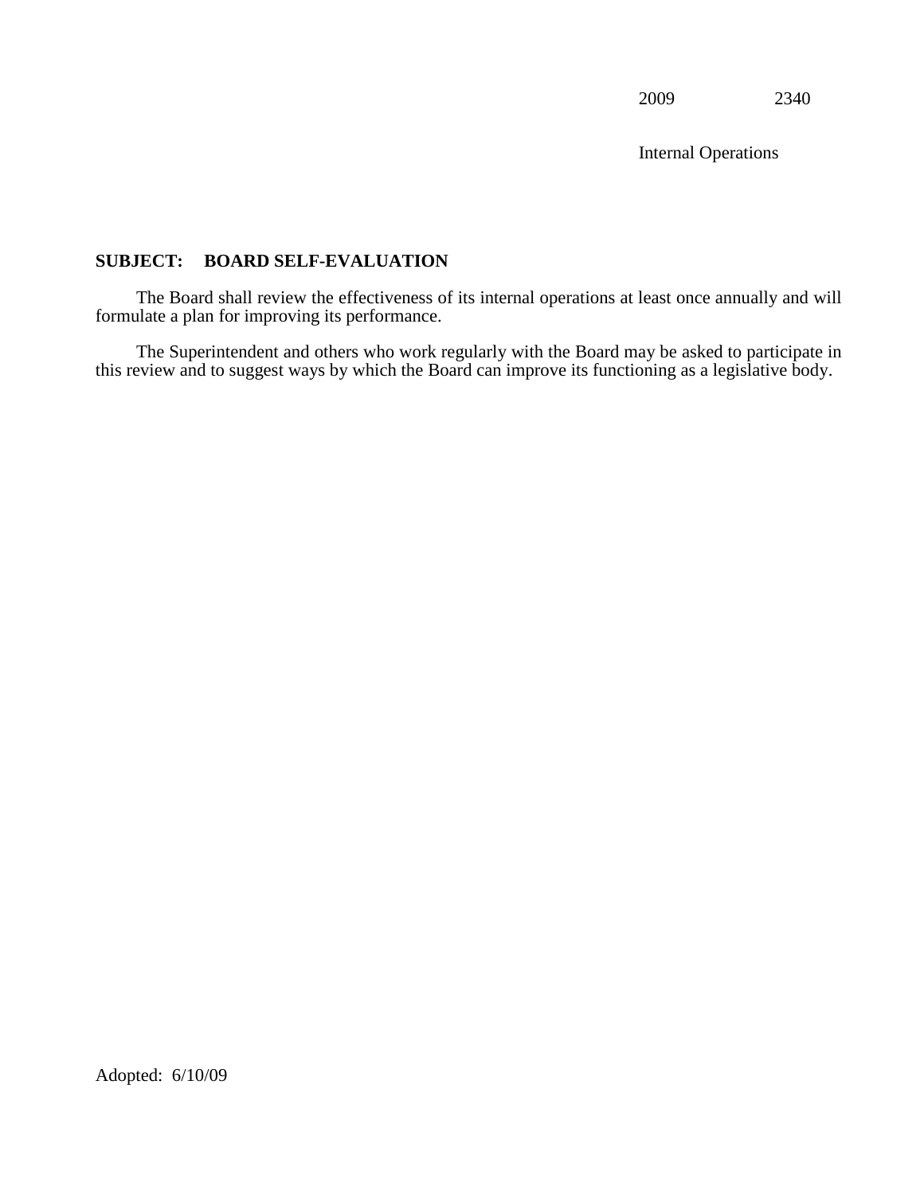2009 2340

Internal Operations

**SUBJECT: BOARD SELF-EVALUATION**

The Board shall review the effectiveness of its internal operations at least once annually and will formulate a plan for improving its performance.

The Superintendent and others who work regularly with the Board may be asked to participate in this review and to suggest ways by which the Board can improve its functioning as a legislative body.

Adopted: 6/10/09